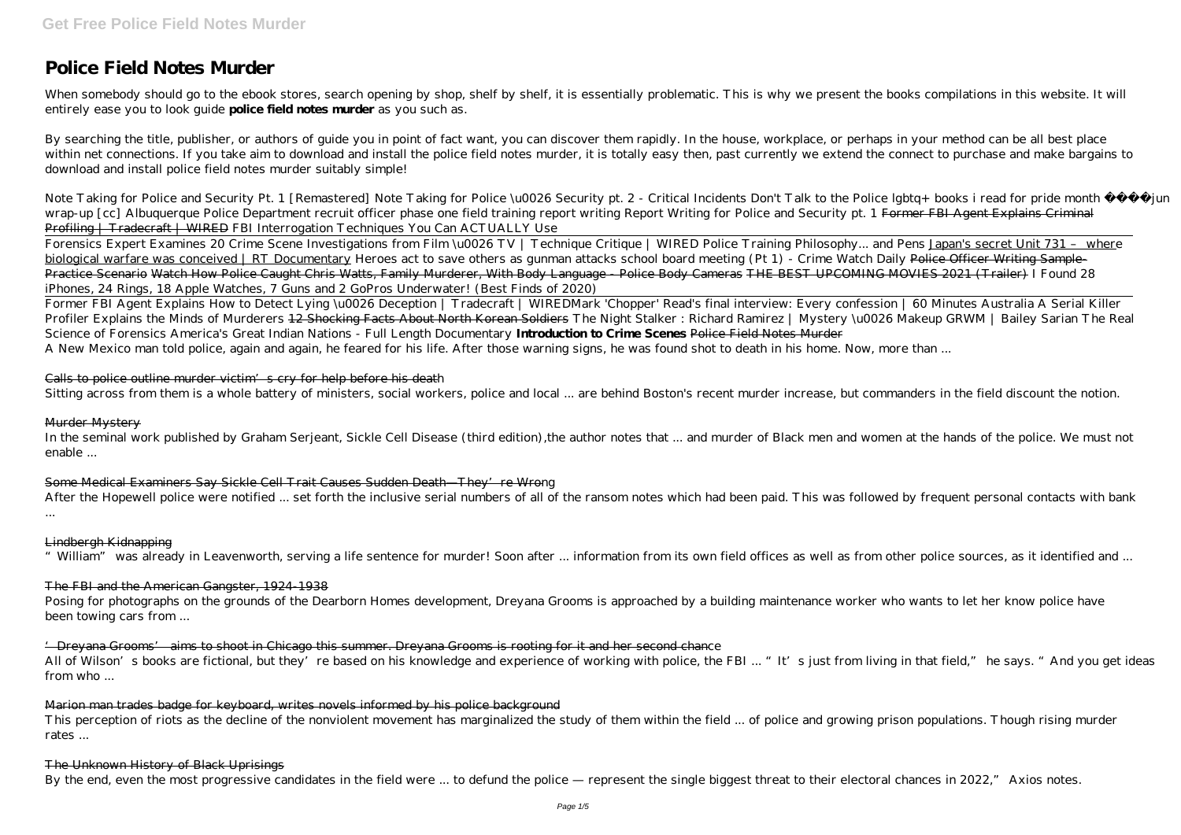# Police Field Notes Murder

When somebody should go to the ebook stores, search opening by shop, shelf by shelf, it is essentially problematic. This is why we present the books compilations in this website. It will entirely ease you to look guide **police field notes murder** as you such as.

By searching the title, publisher, or authors of guide you in point of fact want, you can discover them rapidly. In the house, workplace, or perhaps in your method can be all best place within net connections. If you take aim to download and install the police field notes murder, it is totally easy then, past currently we extend the connect to purchase and make bargains to download and install police field notes murder suitably simple!

*Note Taking for Police and Security Pt. 1 [Remastered]* *Note Taking for Police \u0026 Security pt. 2 - Critical Incidents* *Don't Talk to the Police* *lgbtq+ books i read for pride month 🏳️‍🌈 jun wrap-up [cc]* *Albuquerque Police Department recruit officer phase one field training report writing* *Report Writing for Police and Security pt. 1* Former FBI Agent Explains Criminal Profiling | Tradecraft | WIRED *FBI Interrogation Techniques You Can ACTUALLY Use*

Forensics Expert Examines 20 Crime Scene Investigations from Film \u0026 TV | Technique Critique | WIRED *Police Training Philosophy... and Pens* Japan's secret Unit 731 – where biological warfare was conceived | RT Documentary *Heroes act to save others as gunman attacks school board meeting (Pt 1) - Crime Watch Daily* Police Officer Writing Sample-Practice Scenario Watch How Police Caught Chris Watts, Family Murderer, With Body Language - Police Body Cameras THE BEST UPCOMING MOVIES 2021 (Trailer) *I Found 28 iPhones, 24 Rings, 18 Apple Watches, 7 Guns and 2 GoPros Underwater! (Best Finds of 2020)*

Former FBI Agent Explains How to Detect Lying \u0026 Deception | Tradecraft | WIRED*Mark 'Chopper' Read's final interview: Every confession | 60 Minutes Australia A Serial Killer Profiler Explains the Minds of Murderers* 12 Shocking Facts About North Korean Soldiers *The Night Stalker : Richard Ramirez | Mystery \u0026 Makeup GRWM | Bailey Sarian The Real Science of Forensics America's Great Indian Nations - Full Length Documentary* **Introduction to Crime Scenes** Police Field Notes Murder

A New Mexico man told police, again and again, he feared for his life. After those warning signs, he was found shot to death in his home. Now, more than ...

### Calls to police outline murder victim's cry for help before his death

Sitting across from them is a whole battery of ministers, social workers, police and local ... are behind Boston's recent murder increase, but commanders in the field discount the notion.

### Murder Mystery

In the seminal work published by Graham Serjeant, Sickle Cell Disease (third edition),the author notes that ... and murder of Black men and women at the hands of the police. We must not enable ...

### Some Medical Examiners Say Sickle Cell Trait Causes Sudden Death—They're Wrong

After the Hopewell police were notified ... set forth the inclusive serial numbers of all of the ransom notes which had been paid. This was followed by frequent personal contacts with bank ...

### Lindbergh Kidnapping

"William" was already in Leavenworth, serving a life sentence for murder! Soon after ... information from its own field offices as well as from other police sources, as it identified and ...

### The FBI and the American Gangster, 1924-1938

Posing for photographs on the grounds of the Dearborn Homes development, Dreyana Grooms is approached by a building maintenance worker who wants to let her know police have been towing cars from ...

### 'Dreyana Grooms' aims to shoot in Chicago this summer. Dreyana Grooms is rooting for it and her second chance

All of Wilson's books are fictional, but they're based on his knowledge and experience of working with police, the FBI ... "It's just from living in that field," he says. "And you get ideas from who ...

### Marion man trades badge for keyboard, writes novels informed by his police background

This perception of riots as the decline of the nonviolent movement has marginalized the study of them within the field ... of police and growing prison populations. Though rising murder rates ...

### The Unknown History of Black Uprisings

By the end, even the most progressive candidates in the field were ... to defund the police — represent the single biggest threat to their electoral chances in 2022," Axios notes.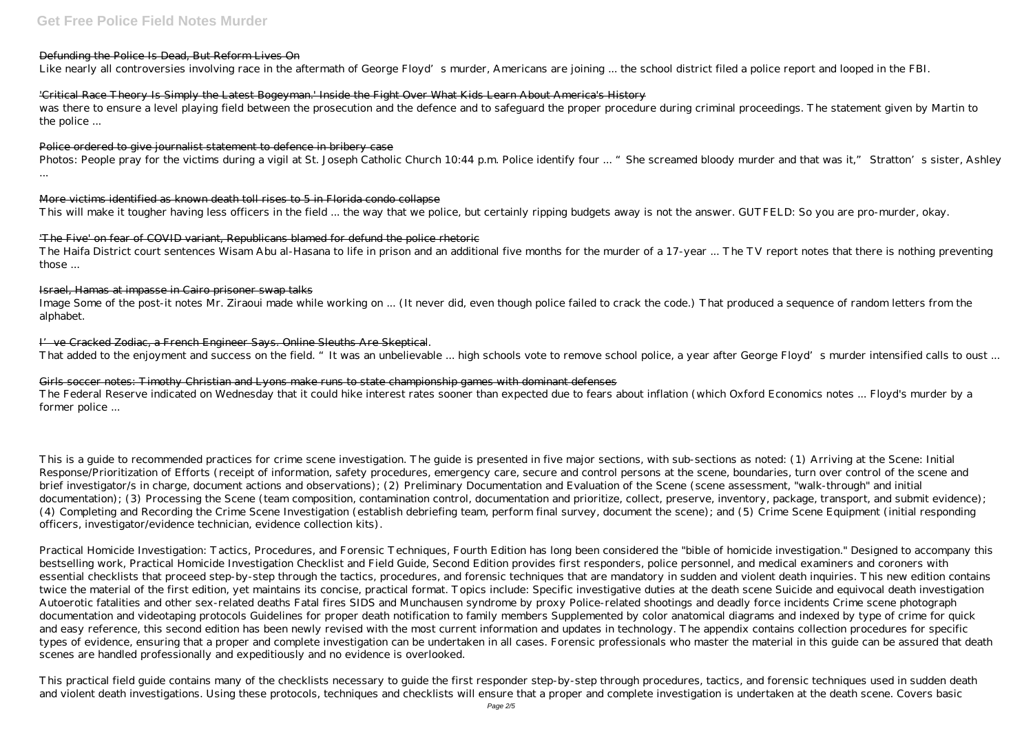### Defunding the Police Is Dead, But Reform Lives On

Like nearly all controversies involving race in the aftermath of George Floyd's murder, Americans are joining ... the school district filed a police report and looped in the FBI.

### 'Critical Race Theory Is Simply the Latest Bogeyman.' Inside the Fight Over What Kids Learn About America's History

was there to ensure a level playing field between the prosecution and the defence and to safeguard the proper procedure during criminal proceedings. The statement given by Martin to the police ...

### Police ordered to give journalist statement to defence in bribery case

Photos: People pray for the victims during a vigil at St. Joseph Catholic Church 10:44 p.m. Police identify four ... " She screamed bloody murder and that was it," Stratton's sister, Ashley ...

### More victims identified as known death toll rises to 5 in Florida condo collapse

This will make it tougher having less officers in the field ... the way that we police, but certainly ripping budgets away is not the answer. GUTFELD: So you are pro-murder, okay.

### 'The Five' on fear of COVID variant, Republicans blamed for defund the police rhetoric

The Haifa District court sentences Wisam Abu al-Hasana to life in prison and an additional five months for the murder of a 17-year ... The TV report notes that there is nothing preventing those ...

### Israel, Hamas at impasse in Cairo prisoner swap talks

Image Some of the post-it notes Mr. Ziraoui made while working on ... (It never did, even though police failed to crack the code.) That produced a sequence of random letters from the alphabet.

### I've Cracked Zodiac, a French Engineer Says. Online Sleuths Are Skeptical.

That added to the enjoyment and success on the field. " It was an unbelievable ... high schools vote to remove school police, a year after George Floyd's murder intensified calls to oust ...

### Girls soccer notes: Timothy Christian and Lyons make runs to state championship games with dominant defenses

The Federal Reserve indicated on Wednesday that it could hike interest rates sooner than expected due to fears about inflation (which Oxford Economics notes ... Floyd's murder by a former police ...

This is a guide to recommended practices for crime scene investigation. The guide is presented in five major sections, with sub-sections as noted: (1) Arriving at the Scene: Initial Response/Prioritization of Efforts (receipt of information, safety procedures, emergency care, secure and control persons at the scene, boundaries, turn over control of the scene and brief investigator/s in charge, document actions and observations); (2) Preliminary Documentation and Evaluation of the Scene (scene assessment, "walk-through" and initial documentation); (3) Processing the Scene (team composition, contamination control, documentation and prioritize, collect, preserve, inventory, package, transport, and submit evidence); (4) Completing and Recording the Crime Scene Investigation (establish debriefing team, perform final survey, document the scene); and (5) Crime Scene Equipment (initial responding officers, investigator/evidence technician, evidence collection kits).

Practical Homicide Investigation: Tactics, Procedures, and Forensic Techniques, Fourth Edition has long been considered the "bible of homicide investigation." Designed to accompany this bestselling work, Practical Homicide Investigation Checklist and Field Guide, Second Edition provides first responders, police personnel, and medical examiners and coroners with essential checklists that proceed step-by-step through the tactics, procedures, and forensic techniques that are mandatory in sudden and violent death inquiries. This new edition contains twice the material of the first edition, yet maintains its concise, practical format. Topics include: Specific investigative duties at the death scene Suicide and equivocal death investigation Autoerotic fatalities and other sex-related deaths Fatal fires SIDS and Munchausen syndrome by proxy Police-related shootings and deadly force incidents Crime scene photograph documentation and videotaping protocols Guidelines for proper death notification to family members Supplemented by color anatomical diagrams and indexed by type of crime for quick and easy reference, this second edition has been newly revised with the most current information and updates in technology. The appendix contains collection procedures for specific types of evidence, ensuring that a proper and complete investigation can be undertaken in all cases. Forensic professionals who master the material in this guide can be assured that death scenes are handled professionally and expeditiously and no evidence is overlooked.

This practical field guide contains many of the checklists necessary to guide the first responder step-by-step through procedures, tactics, and forensic techniques used in sudden death and violent death investigations. Using these protocols, techniques and checklists will ensure that a proper and complete investigation is undertaken at the death scene. Covers basic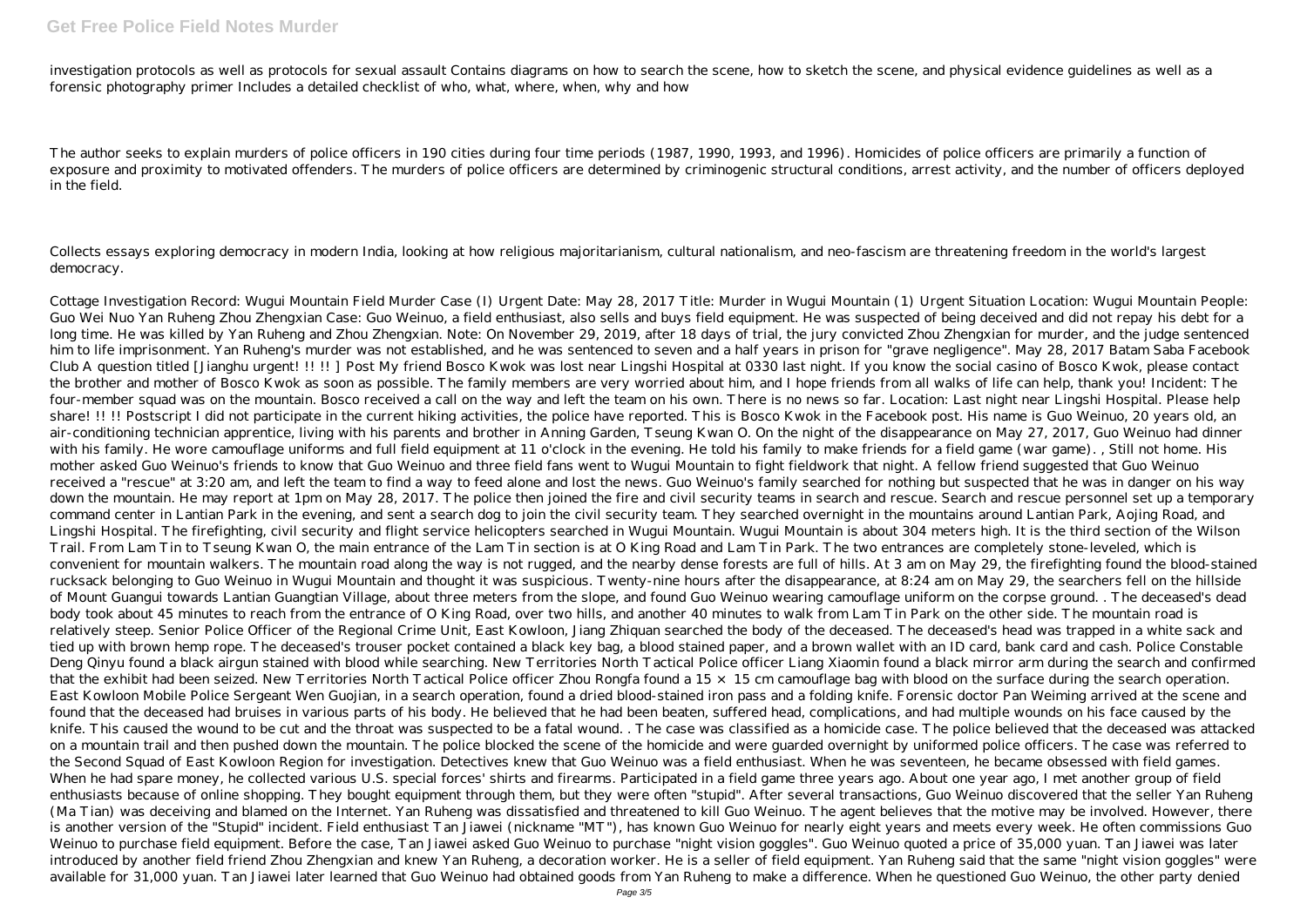investigation protocols as well as protocols for sexual assault Contains diagrams on how to search the scene, how to sketch the scene, and physical evidence guidelines as well as a forensic photography primer Includes a detailed checklist of who, what, where, when, why and how

The author seeks to explain murders of police officers in 190 cities during four time periods (1987, 1990, 1993, and 1996). Homicides of police officers are primarily a function of exposure and proximity to motivated offenders. The murders of police officers are determined by criminogenic structural conditions, arrest activity, and the number of officers deployed in the field.

Collects essays exploring democracy in modern India, looking at how religious majoritarianism, cultural nationalism, and neo-fascism are threatening freedom in the world's largest democracy.

Cottage Investigation Record: Wugui Mountain Field Murder Case (I) Urgent Date: May 28, 2017 Title: Murder in Wugui Mountain (1) Urgent Situation Location: Wugui Mountain People: Guo Wei Nuo Yan Ruheng Zhou Zhengxian Case: Guo Weinuo, a field enthusiast, also sells and buys field equipment. He was suspected of being deceived and did not repay his debt for a long time. He was killed by Yan Ruheng and Zhou Zhengxian. Note: On November 29, 2019, after 18 days of trial, the jury convicted Zhou Zhengxian for murder, and the judge sentenced him to life imprisonment. Yan Ruheng's murder was not established, and he was sentenced to seven and a half years in prison for "grave negligence". May 28, 2017 Batam Saba Facebook Club A question titled [Jianghu urgent! !! !! ] Post My friend Bosco Kwok was lost near Lingshi Hospital at 0330 last night. If you know the social casino of Bosco Kwok, please contact the brother and mother of Bosco Kwok as soon as possible. The family members are very worried about him, and I hope friends from all walks of life can help, thank you! Incident: The four-member squad was on the mountain. Bosco received a call on the way and left the team on his own. There is no news so far. Location: Last night near Lingshi Hospital. Please help share! !! !! Postscript I did not participate in the current hiking activities, the police have reported. This is Bosco Kwok in the Facebook post. His name is Guo Weinuo, 20 years old, an air-conditioning technician apprentice, living with his parents and brother in Anning Garden, Tseung Kwan O. On the night of the disappearance on May 27, 2017, Guo Weinuo had dinner with his family. He wore camouflage uniforms and full field equipment at 11 o'clock in the evening. He told his family to make friends for a field game (war game). , Still not home. His mother asked Guo Weinuo's friends to know that Guo Weinuo and three field fans went to Wugui Mountain to fight fieldwork that night. A fellow friend suggested that Guo Weinuo received a "rescue" at 3:20 am, and left the team to find a way to feed alone and lost the news. Guo Weinuo's family searched for nothing but suspected that he was in danger on his way down the mountain. He may report at 1pm on May 28, 2017. The police then joined the fire and civil security teams in search and rescue. Search and rescue personnel set up a temporary command center in Lantian Park in the evening, and sent a search dog to join the civil security team. They searched overnight in the mountains around Lantian Park, Aojing Road, and Lingshi Hospital. The firefighting, civil security and flight service helicopters searched in Wugui Mountain. Wugui Mountain is about 304 meters high. It is the third section of the Wilson Trail. From Lam Tin to Tseung Kwan O, the main entrance of the Lam Tin section is at O King Road and Lam Tin Park. The two entrances are completely stone-leveled, which is convenient for mountain walkers. The mountain road along the way is not rugged, and the nearby dense forests are full of hills. At 3 am on May 29, the firefighting found the blood-stained rucksack belonging to Guo Weinuo in Wugui Mountain and thought it was suspicious. Twenty-nine hours after the disappearance, at 8:24 am on May 29, the searchers fell on the hillside of Mount Guangui towards Lantian Guangtian Village, about three meters from the slope, and found Guo Weinuo wearing camouflage uniform on the corpse ground. . The deceased's dead body took about 45 minutes to reach from the entrance of O King Road, over two hills, and another 40 minutes to walk from Lam Tin Park on the other side. The mountain road is relatively steep. Senior Police Officer of the Regional Crime Unit, East Kowloon, Jiang Zhiquan searched the body of the deceased. The deceased's head was trapped in a white sack and tied up with brown hemp rope. The deceased's trouser pocket contained a black key bag, a blood stained paper, and a brown wallet with an ID card, bank card and cash. Police Constable Deng Qinyu found a black airgun stained with blood while searching. New Territories North Tactical Police officer Liang Xiaomin found a black mirror arm during the search and confirmed that the exhibit had been seized. New Territories North Tactical Police officer Zhou Rongfa found a 15 × 15 cm camouflage bag with blood on the surface during the search operation. East Kowloon Mobile Police Sergeant Wen Guojian, in a search operation, found a dried blood-stained iron pass and a folding knife. Forensic doctor Pan Weiming arrived at the scene and found that the deceased had bruises in various parts of his body. He believed that he had been beaten, suffered head, complications, and had multiple wounds on his face caused by the knife. This caused the wound to be cut and the throat was suspected to be a fatal wound. . The case was classified as a homicide case. The police believed that the deceased was attacked on a mountain trail and then pushed down the mountain. The police blocked the scene of the homicide and were guarded overnight by uniformed police officers. The case was referred to the Second Squad of East Kowloon Region for investigation. Detectives knew that Guo Weinuo was a field enthusiast. When he was seventeen, he became obsessed with field games. When he had spare money, he collected various U.S. special forces' shirts and firearms. Participated in a field game three years ago. About one year ago, I met another group of field enthusiasts because of online shopping. They bought equipment through them, but they were often "stupid". After several transactions, Guo Weinuo discovered that the seller Yan Ruheng (Ma Tian) was deceiving and blamed on the Internet. Yan Ruheng was dissatisfied and threatened to kill Guo Weinuo. The agent believes that the motive may be involved. However, there is another version of the "Stupid" incident. Field enthusiast Tan Jiawei (nickname "MT"), has known Guo Weinuo for nearly eight years and meets every week. He often commissions Guo Weinuo to purchase field equipment. Before the case, Tan Jiawei asked Guo Weinuo to purchase "night vision goggles". Guo Weinuo quoted a price of 35,000 yuan. Tan Jiawei was later introduced by another field friend Zhou Zhengxian and knew Yan Ruheng, a decoration worker. He is a seller of field equipment. Yan Ruheng said that the same "night vision goggles" were available for 31,000 yuan. Tan Jiawei later learned that Guo Weinuo had obtained goods from Yan Ruheng to make a difference. When he questioned Guo Weinuo, the other party denied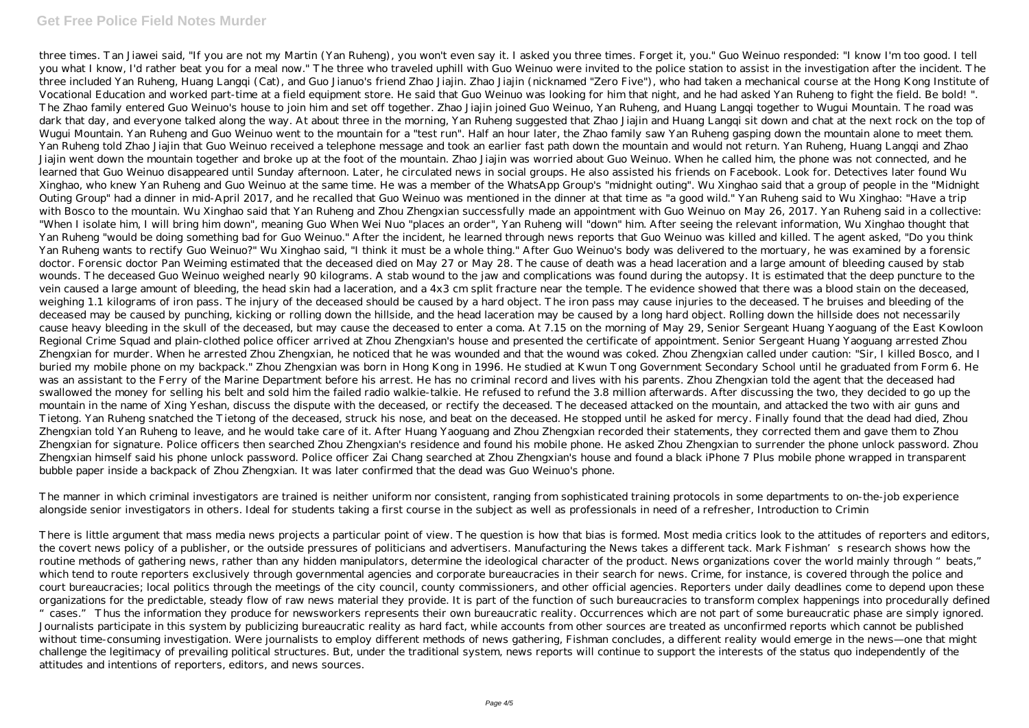three times. Tan Jiawei said, "If you are not my Martin (Yan Ruheng), you won't even say it. I asked you three times. Forget it, you." Guo Weinuo responded: "I know I'm too good. I tell you what I know, I'd rather beat you for a meal now." The three who traveled uphill with Guo Weinuo were invited to the police station to assist in the investigation after the incident. The three included Yan Ruheng, Huang Langqi (Cat), and Guo Jianuo's friend Zhao Jiajin. Zhao Jiajin (nicknamed "Zero Five"), who had taken a mechanical course at the Hong Kong Institute of Vocational Education and worked part-time at a field equipment store. He said that Guo Weinuo was looking for him that night, and he had asked Yan Ruheng to fight the field. Be bold! ". The Zhao family entered Guo Weinuo's house to join him and set off together. Zhao Jiajin joined Guo Weinuo, Yan Ruheng, and Huang Langqi together to Wugui Mountain. The road was dark that day, and everyone talked along the way. At about three in the morning, Yan Ruheng suggested that Zhao Jiajin and Huang Langqi sit down and chat at the next rock on the top of Wugui Mountain. Yan Ruheng and Guo Weinuo went to the mountain for a "test run". Half an hour later, the Zhao family saw Yan Ruheng gasping down the mountain alone to meet them. Yan Ruheng told Zhao Jiajin that Guo Weinuo received a telephone message and took an earlier fast path down the mountain and would not return. Yan Ruheng, Huang Langqi and Zhao Jiajin went down the mountain together and broke up at the foot of the mountain. Zhao Jiajin was worried about Guo Weinuo. When he called him, the phone was not connected, and he learned that Guo Weinuo disappeared until Sunday afternoon. Later, he circulated news in social groups. He also assisted his friends on Facebook. Look for. Detectives later found Wu Xinghao, who knew Yan Ruheng and Guo Weinuo at the same time. He was a member of the WhatsApp Group's "midnight outing". Wu Xinghao said that a group of people in the "Midnight Outing Group" had a dinner in mid-April 2017, and he recalled that Guo Weinuo was mentioned in the dinner at that time as "a good wild." Yan Ruheng said to Wu Xinghao: "Have a trip with Bosco to the mountain. Wu Xinghao said that Yan Ruheng and Zhou Zhengxian successfully made an appointment with Guo Weinuo on May 26, 2017. Yan Ruheng said in a collective: "When I isolate him, I will bring him down", meaning Guo When Wei Nuo "places an order", Yan Ruheng will "down" him. After seeing the relevant information, Wu Xinghao thought that Yan Ruheng "would be doing something bad for Guo Weinuo." After the incident, he learned through news reports that Guo Weinuo was killed and killed. The agent asked, "Do you think Yan Ruheng wants to rectify Guo Weinuo?" Wu Xinghao said, "I think it must be a whole thing." After Guo Weinuo's body was delivered to the mortuary, he was examined by a forensic doctor. Forensic doctor Pan Weiming estimated that the deceased died on May 27 or May 28. The cause of death was a head laceration and a large amount of bleeding caused by stab wounds. The deceased Guo Weinuo weighed nearly 90 kilograms. A stab wound to the jaw and complications was found during the autopsy. It is estimated that the deep puncture to the vein caused a large amount of bleeding, the head skin had a laceration, and a 4x3 cm split fracture near the temple. The evidence showed that there was a blood stain on the deceased, weighing 1.1 kilograms of iron pass. The injury of the deceased should be caused by a hard object. The iron pass may cause injuries to the deceased. The bruises and bleeding of the deceased may be caused by punching, kicking or rolling down the hillside, and the head laceration may be caused by a long hard object. Rolling down the hillside does not necessarily cause heavy bleeding in the skull of the deceased, but may cause the deceased to enter a coma. At 7.15 on the morning of May 29, Senior Sergeant Huang Yaoguang of the East Kowloon Regional Crime Squad and plain-clothed police officer arrived at Zhou Zhengxian's house and presented the certificate of appointment. Senior Sergeant Huang Yaoguang arrested Zhou Zhengxian for murder. When he arrested Zhou Zhengxian, he noticed that he was wounded and that the wound was coked. Zhou Zhengxian called under caution: "Sir, I killed Bosco, and I buried my mobile phone on my backpack." Zhou Zhengxian was born in Hong Kong in 1996. He studied at Kwun Tong Government Secondary School until he graduated from Form 6. He was an assistant to the Ferry of the Marine Department before his arrest. He has no criminal record and lives with his parents. Zhou Zhengxian told the agent that the deceased had swallowed the money for selling his belt and sold him the failed radio walkie-talkie. He refused to refund the 3.8 million afterwards. After discussing the two, they decided to go up the mountain in the name of Xing Yeshan, discuss the dispute with the deceased, or rectify the deceased. The deceased attacked on the mountain, and attacked the two with air guns and Tietong. Yan Ruheng snatched the Tietong of the deceased, struck his nose, and beat on the deceased. He stopped until he asked for mercy. Finally found that the dead had died, Zhou Zhengxian told Yan Ruheng to leave, and he would take care of it. After Huang Yaoguang and Zhou Zhengxian recorded their statements, they corrected them and gave them to Zhou Zhengxian for signature. Police officers then searched Zhou Zhengxian's residence and found his mobile phone. He asked Zhou Zhengxian to surrender the phone unlock password. Zhou Zhengxian himself said his phone unlock password. Police officer Zai Chang searched at Zhou Zhengxian's house and found a black iPhone 7 Plus mobile phone wrapped in transparent bubble paper inside a backpack of Zhou Zhengxian. It was later confirmed that the dead was Guo Weinuo's phone.

The manner in which criminal investigators are trained is neither uniform nor consistent, ranging from sophisticated training protocols in some departments to on-the-job experience alongside senior investigators in others. Ideal for students taking a first course in the subject as well as professionals in need of a refresher, Introduction to Crimin

There is little argument that mass media news projects a particular point of view. The question is how that bias is formed. Most media critics look to the attitudes of reporters and editors, the covert news policy of a publisher, or the outside pressures of politicians and advertisers. Manufacturing the News takes a different tack. Mark Fishman's research shows how the routine methods of gathering news, rather than any hidden manipulators, determine the ideological character of the product. News organizations cover the world mainly through "beats," which tend to route reporters exclusively through governmental agencies and corporate bureaucracies in their search for news. Crime, for instance, is covered through the police and court bureaucracies; local politics through the meetings of the city council, county commissioners, and other official agencies. Reporters under daily deadlines come to depend upon these organizations for the predictable, steady flow of raw news material they provide. It is part of the function of such bureaucracies to transform complex happenings into procedurally defined "cases." Thus the information they produce for newsworkers represents their own bureaucratic reality. Occurrences which are not part of some bureaucratic phase are simply ignored. Journalists participate in this system by publicizing bureaucratic reality as hard fact, while accounts from other sources are treated as unconfirmed reports which cannot be published without time-consuming investigation. Were journalists to employ different methods of news gathering, Fishman concludes, a different reality would emerge in the news—one that might challenge the legitimacy of prevailing political structures. But, under the traditional system, news reports will continue to support the interests of the status quo independently of the attitudes and intentions of reporters, editors, and news sources.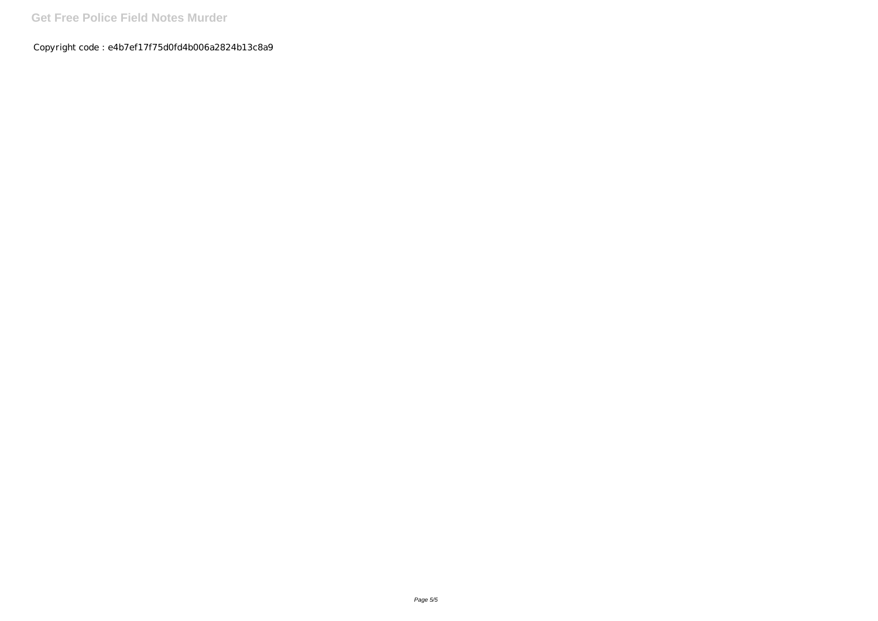Copyright code : e4b7ef17f75d0fd4b006a2824b13c8a9